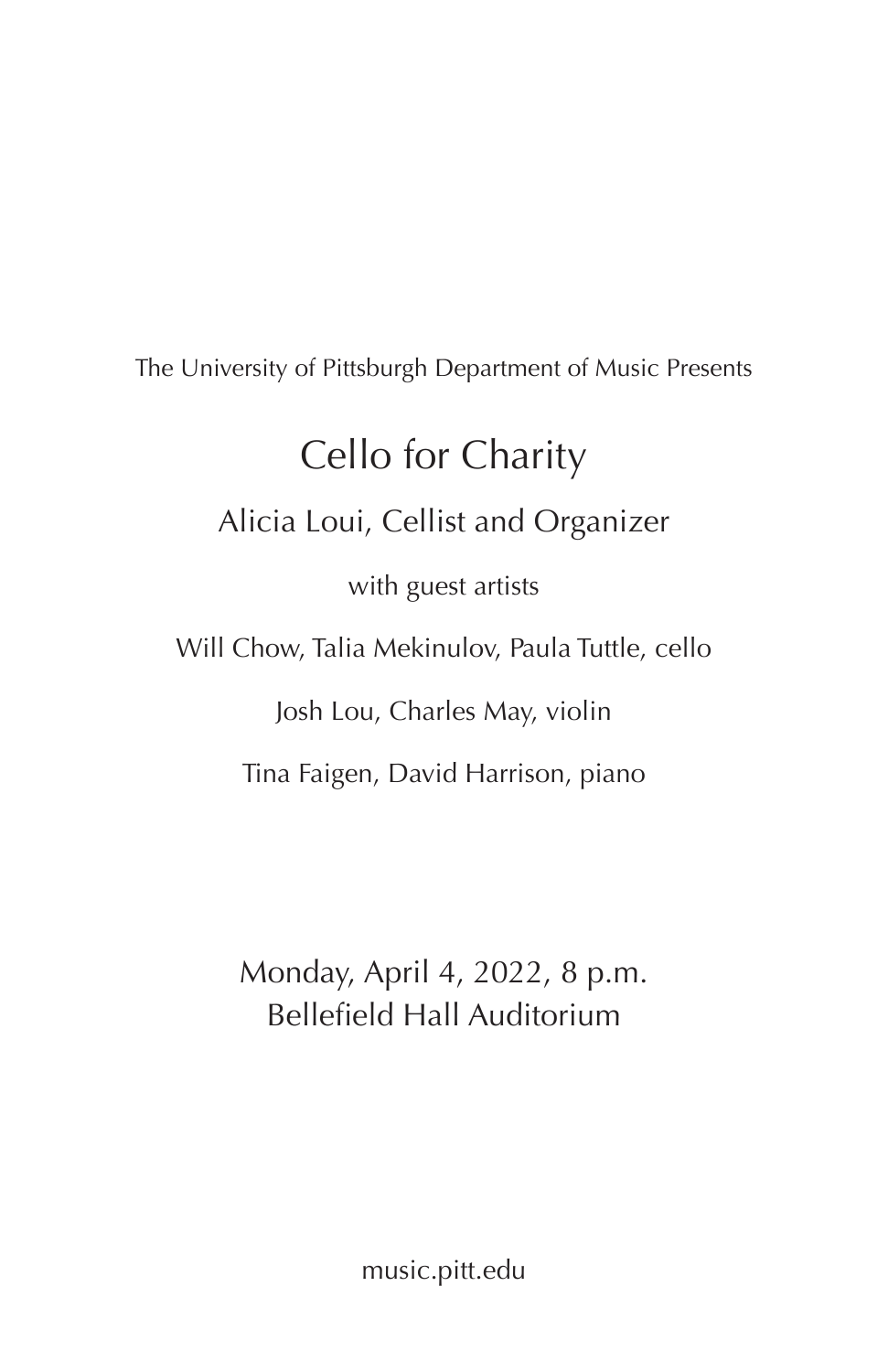The University of Pittsburgh Department of Music Presents

# Cello for Charity

## Alicia Loui, Cellist and Organizer

with guest artists

Will Chow, Talia Mekinulov, Paula Tuttle, cello

Josh Lou, Charles May, violin

Tina Faigen, David Harrison, piano

Monday, April 4, 2022, 8 p.m.
Bellefield Hall Auditorium

music.pitt.edu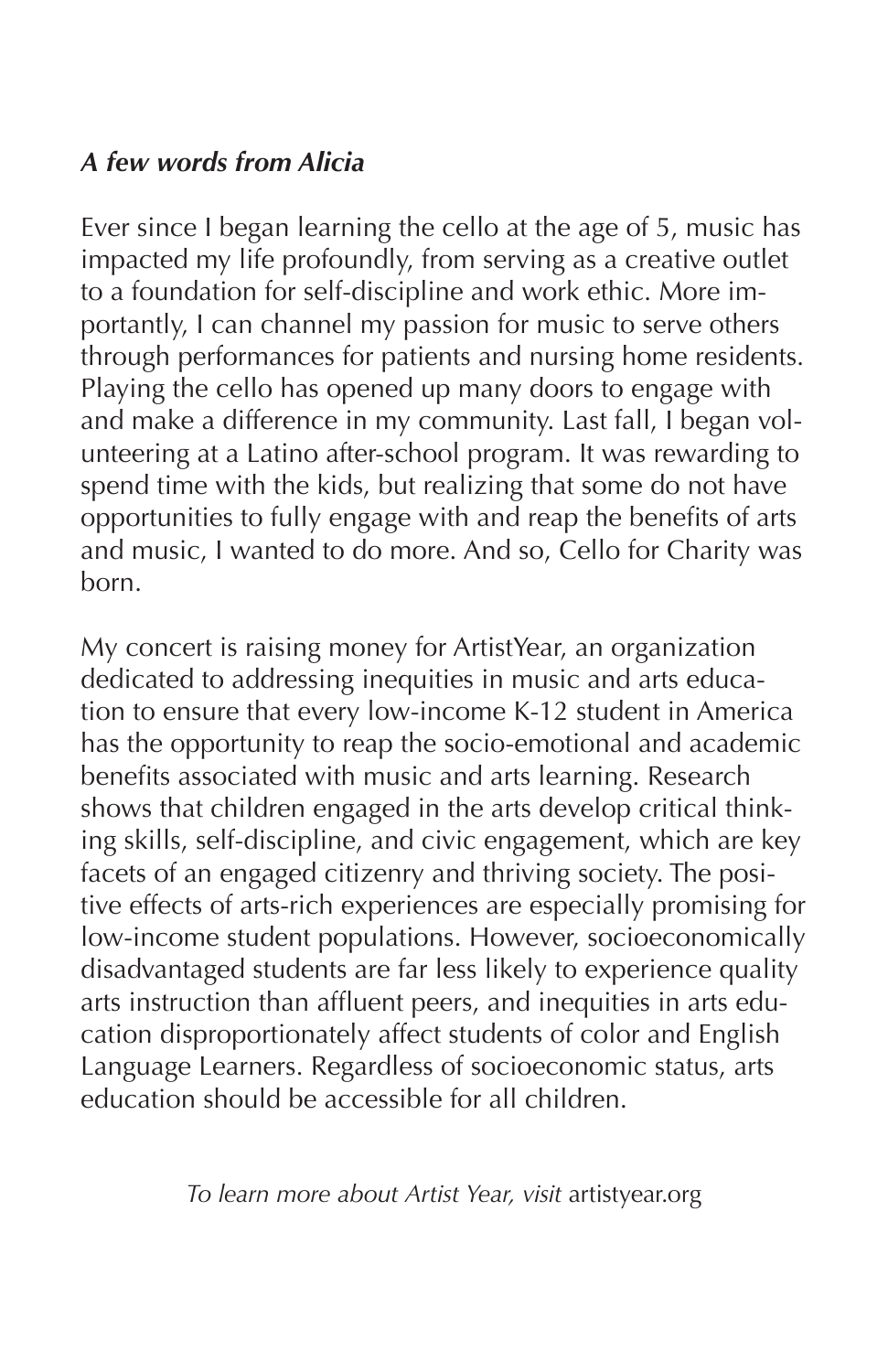***A few words from Alicia***

Ever since I began learning the cello at the age of 5, music has impacted my life profoundly, from serving as a creative outlet to a foundation for self-discipline and work ethic. More importantly, I can channel my passion for music to serve others through performances for patients and nursing home residents. Playing the cello has opened up many doors to engage with and make a difference in my community. Last fall, I began volunteering at a Latino after-school program. It was rewarding to spend time with the kids, but realizing that some do not have opportunities to fully engage with and reap the benefits of arts and music, I wanted to do more. And so, Cello for Charity was born.

My concert is raising money for ArtistYear, an organization dedicated to addressing inequities in music and arts education to ensure that every low-income K-12 student in America has the opportunity to reap the socio-emotional and academic benefits associated with music and arts learning. Research shows that children engaged in the arts develop critical thinking skills, self-discipline, and civic engagement, which are key facets of an engaged citizenry and thriving society. The positive effects of arts-rich experiences are especially promising for low-income student populations. However, socioeconomically disadvantaged students are far less likely to experience quality arts instruction than affluent peers, and inequities in arts education disproportionately affect students of color and English Language Learners. Regardless of socioeconomic status, arts education should be accessible for all children.

*To learn more about Artist Year, visit* artistyear.org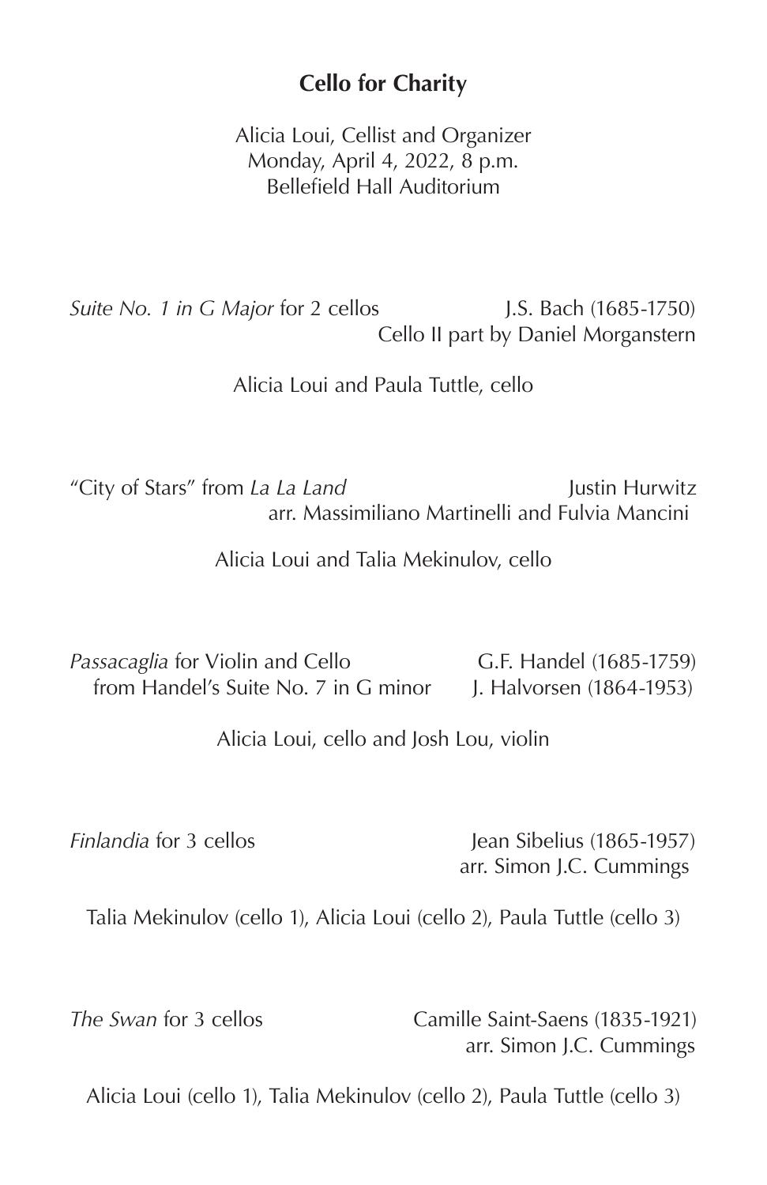## Cello for Charity

Alicia Loui, Cellist and Organizer
Monday, April 4, 2022, 8 p.m.
Bellefield Hall Auditorium

*Suite No. 1 in G Major* for 2 cellos — J.S. Bach (1685-1750)
Cello II part by Daniel Morganstern

Alicia Loui and Paula Tuttle, cello

"City of Stars" from *La La Land* — Justin Hurwitz
arr. Massimiliano Martinelli and Fulvia Mancini

Alicia Loui and Talia Mekinulov, cello

*Passacaglia* for Violin and Cello — G.F. Handel (1685-1759)
from Handel's Suite No. 7 in G minor — J. Halvorsen (1864-1953)

Alicia Loui, cello and Josh Lou, violin

*Finlandia* for 3 cellos — Jean Sibelius (1865-1957)
arr. Simon J.C. Cummings

Talia Mekinulov (cello 1), Alicia Loui (cello 2), Paula Tuttle (cello 3)

*The Swan* for 3 cellos — Camille Saint-Saens (1835-1921)
arr. Simon J.C. Cummings

Alicia Loui (cello 1), Talia Mekinulov (cello 2), Paula Tuttle (cello 3)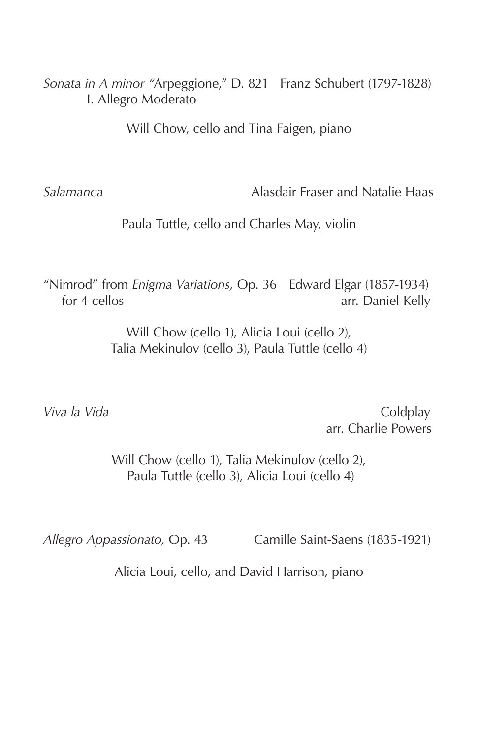*Sonata in A minor "*Arpeggione," D. 821 Franz Schubert (1797-1828)
I. Allegro Moderato

Will Chow, cello and Tina Faigen, piano

*Salamanca* Alasdair Fraser and Natalie Haas

Paula Tuttle, cello and Charles May, violin

"Nimrod" from *Enigma Variations,* Op. 36 Edward Elgar (1857-1934)
for 4 cellos arr. Daniel Kelly

Will Chow (cello 1), Alicia Loui (cello 2),
Talia Mekinulov (cello 3), Paula Tuttle (cello 4)

*Viva la Vida* Coldplay
arr. Charlie Powers

Will Chow (cello 1), Talia Mekinulov (cello 2),
Paula Tuttle (cello 3), Alicia Loui (cello 4)

*Allegro Appassionato,* Op. 43 Camille Saint-Saens (1835-1921)

Alicia Loui, cello, and David Harrison, piano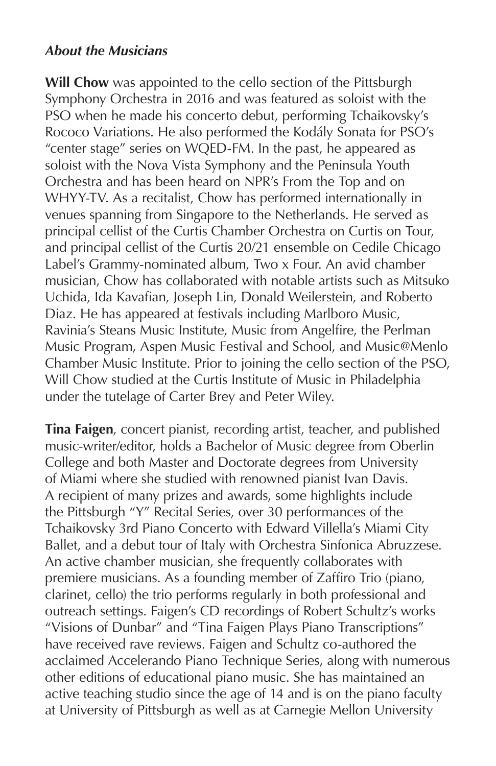***About the Musicians***

**Will Chow** was appointed to the cello section of the Pittsburgh Symphony Orchestra in 2016 and was featured as soloist with the PSO when he made his concerto debut, performing Tchaikovsky's Rococo Variations. He also performed the Kodály Sonata for PSO's "center stage" series on WQED-FM. In the past, he appeared as soloist with the Nova Vista Symphony and the Peninsula Youth Orchestra and has been heard on NPR's From the Top and on WHYY-TV. As a recitalist, Chow has performed internationally in venues spanning from Singapore to the Netherlands. He served as principal cellist of the Curtis Chamber Orchestra on Curtis on Tour, and principal cellist of the Curtis 20/21 ensemble on Cedile Chicago Label's Grammy-nominated album, Two x Four. An avid chamber musician, Chow has collaborated with notable artists such as Mitsuko Uchida, Ida Kavafian, Joseph Lin, Donald Weilerstein, and Roberto Diaz. He has appeared at festivals including Marlboro Music, Ravinia's Steans Music Institute, Music from Angelfire, the Perlman Music Program, Aspen Music Festival and School, and Music@Menlo Chamber Music Institute. Prior to joining the cello section of the PSO, Will Chow studied at the Curtis Institute of Music in Philadelphia under the tutelage of Carter Brey and Peter Wiley.

**Tina Faigen**, concert pianist, recording artist, teacher, and published music-writer/editor, holds a Bachelor of Music degree from Oberlin College and both Master and Doctorate degrees from University of Miami where she studied with renowned pianist Ivan Davis. A recipient of many prizes and awards, some highlights include the Pittsburgh "Y" Recital Series, over 30 performances of the Tchaikovsky 3rd Piano Concerto with Edward Villella's Miami City Ballet, and a debut tour of Italy with Orchestra Sinfonica Abruzzese. An active chamber musician, she frequently collaborates with premiere musicians. As a founding member of Zaffiro Trio (piano, clarinet, cello) the trio performs regularly in both professional and outreach settings. Faigen's CD recordings of Robert Schultz's works "Visions of Dunbar" and "Tina Faigen Plays Piano Transcriptions" have received rave reviews. Faigen and Schultz co-authored the acclaimed Accelerando Piano Technique Series, along with numerous other editions of educational piano music. She has maintained an active teaching studio since the age of 14 and is on the piano faculty at University of Pittsburgh as well as at Carnegie Mellon University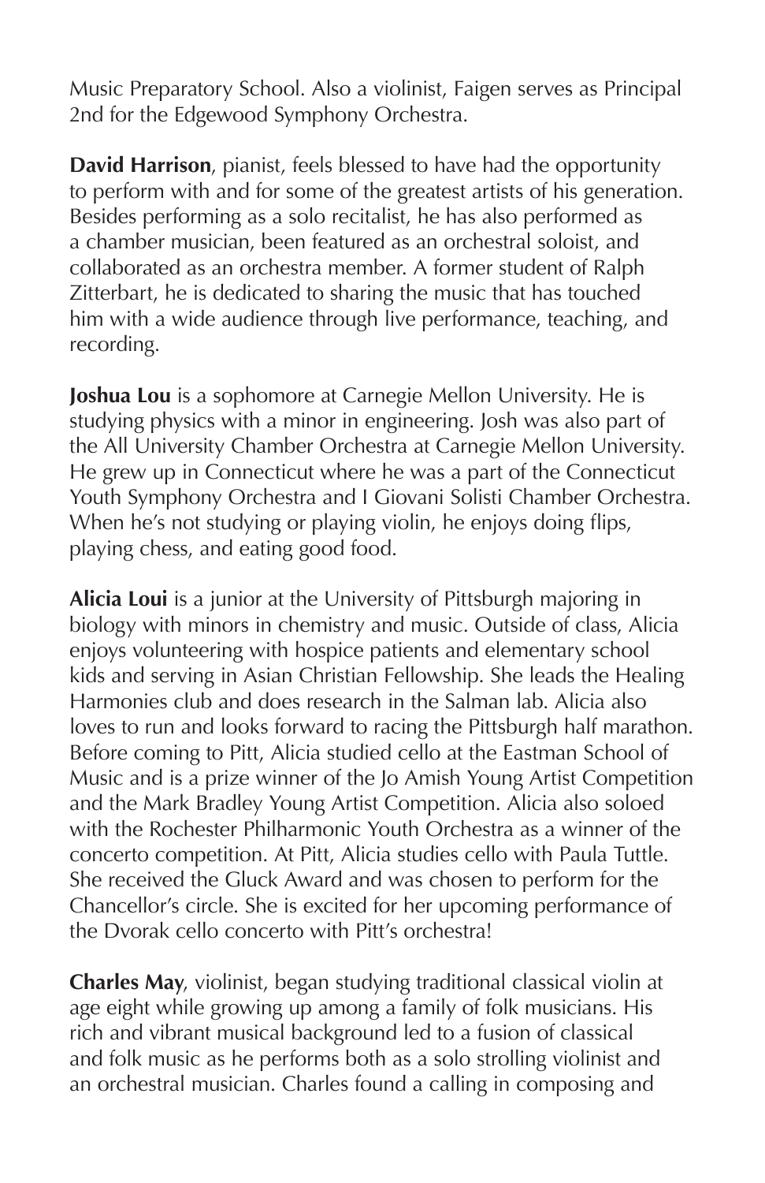Music Preparatory School. Also a violinist, Faigen serves as Principal 2nd for the Edgewood Symphony Orchestra.

**David Harrison**, pianist, feels blessed to have had the opportunity to perform with and for some of the greatest artists of his generation. Besides performing as a solo recitalist, he has also performed as a chamber musician, been featured as an orchestral soloist, and collaborated as an orchestra member. A former student of Ralph Zitterbart, he is dedicated to sharing the music that has touched him with a wide audience through live performance, teaching, and recording.

**Joshua Lou** is a sophomore at Carnegie Mellon University. He is studying physics with a minor in engineering. Josh was also part of the All University Chamber Orchestra at Carnegie Mellon University. He grew up in Connecticut where he was a part of the Connecticut Youth Symphony Orchestra and I Giovani Solisti Chamber Orchestra. When he's not studying or playing violin, he enjoys doing flips, playing chess, and eating good food.

**Alicia Loui** is a junior at the University of Pittsburgh majoring in biology with minors in chemistry and music. Outside of class, Alicia enjoys volunteering with hospice patients and elementary school kids and serving in Asian Christian Fellowship. She leads the Healing Harmonies club and does research in the Salman lab. Alicia also loves to run and looks forward to racing the Pittsburgh half marathon. Before coming to Pitt, Alicia studied cello at the Eastman School of Music and is a prize winner of the Jo Amish Young Artist Competition and the Mark Bradley Young Artist Competition. Alicia also soloed with the Rochester Philharmonic Youth Orchestra as a winner of the concerto competition. At Pitt, Alicia studies cello with Paula Tuttle. She received the Gluck Award and was chosen to perform for the Chancellor's circle. She is excited for her upcoming performance of the Dvorak cello concerto with Pitt's orchestra!

**Charles May**, violinist, began studying traditional classical violin at age eight while growing up among a family of folk musicians. His rich and vibrant musical background led to a fusion of classical and folk music as he performs both as a solo strolling violinist and an orchestral musician. Charles found a calling in composing and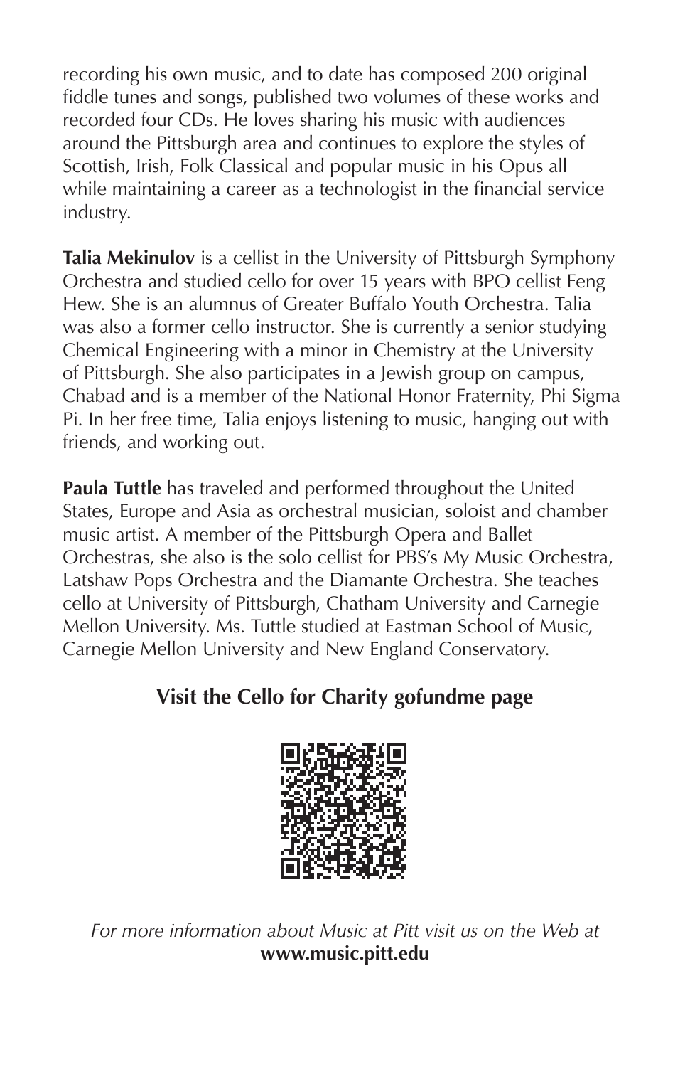recording his own music, and to date has composed 200 original fiddle tunes and songs, published two volumes of these works and recorded four CDs. He loves sharing his music with audiences around the Pittsburgh area and continues to explore the styles of Scottish, Irish, Folk Classical and popular music in his Opus all while maintaining a career as a technologist in the financial service industry.

**Talia Mekinulov** is a cellist in the University of Pittsburgh Symphony Orchestra and studied cello for over 15 years with BPO cellist Feng Hew. She is an alumnus of Greater Buffalo Youth Orchestra. Talia was also a former cello instructor. She is currently a senior studying Chemical Engineering with a minor in Chemistry at the University of Pittsburgh. She also participates in a Jewish group on campus, Chabad and is a member of the National Honor Fraternity, Phi Sigma Pi. In her free time, Talia enjoys listening to music, hanging out with friends, and working out.

**Paula Tuttle** has traveled and performed throughout the United States, Europe and Asia as orchestral musician, soloist and chamber music artist. A member of the Pittsburgh Opera and Ballet Orchestras, she also is the solo cellist for PBS's My Music Orchestra, Latshaw Pops Orchestra and the Diamante Orchestra. She teaches cello at University of Pittsburgh, Chatham University and Carnegie Mellon University. Ms. Tuttle studied at Eastman School of Music, Carnegie Mellon University and New England Conservatory.

**Visit the Cello for Charity gofundme page**

*For more information about Music at Pitt visit us on the Web at* **www.music.pitt.edu**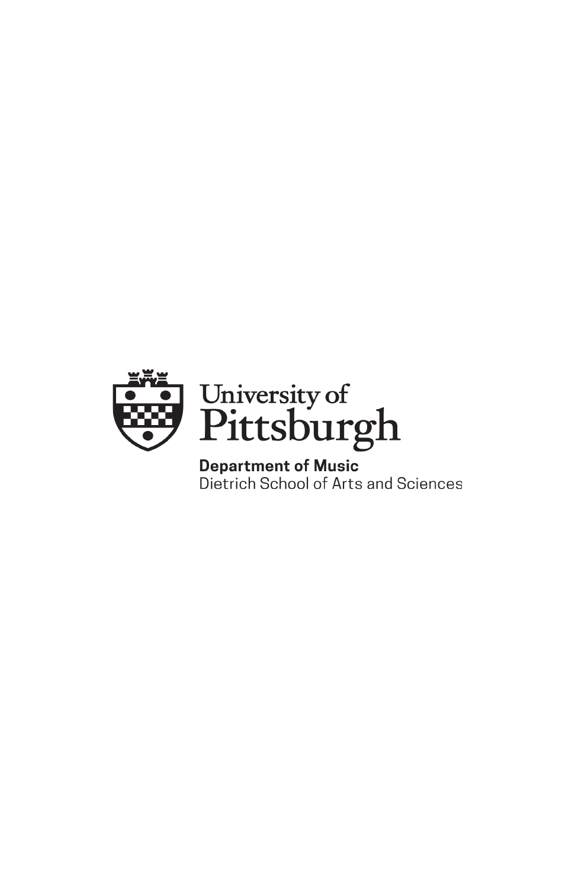University of Pittsburgh

**Department of Music**
Dietrich School of Arts and Sciences